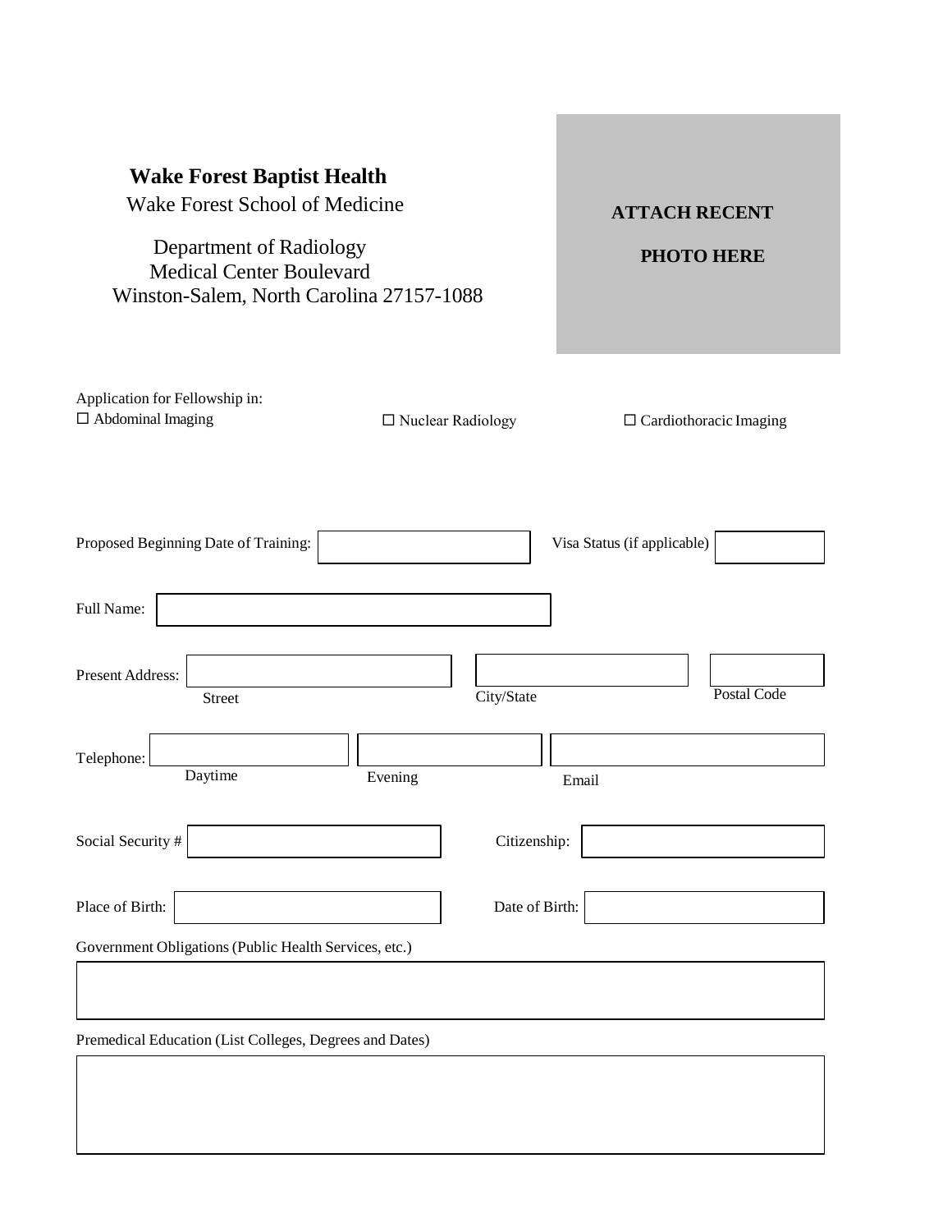**Wake Forest Baptist Health**

Wake Forest School of Medicine

Department of Radiology
Medical Center Boulevard
Winston-Salem, North Carolina 27157-1088

**ATTACH RECENT PHOTO HERE**

Application for Fellowship in:

☐ Abdominal Imaging ☐ Nuclear Radiology ☐ Cardiothoracic Imaging

Proposed Beginning Date of Training: ______________ Visa Status (if applicable) ______________

Full Name: ______________

Present Address: ______________ ______________ ______________
Street City/State Postal Code

Telephone: ______________ ______________ ______________
Daytime Evening Email

Social Security # ______________ Citizenship: ______________

Place of Birth: ______________ Date of Birth: ______________

Government Obligations (Public Health Services, etc.)

______________

Premedical Education (List Colleges, Degrees and Dates)

______________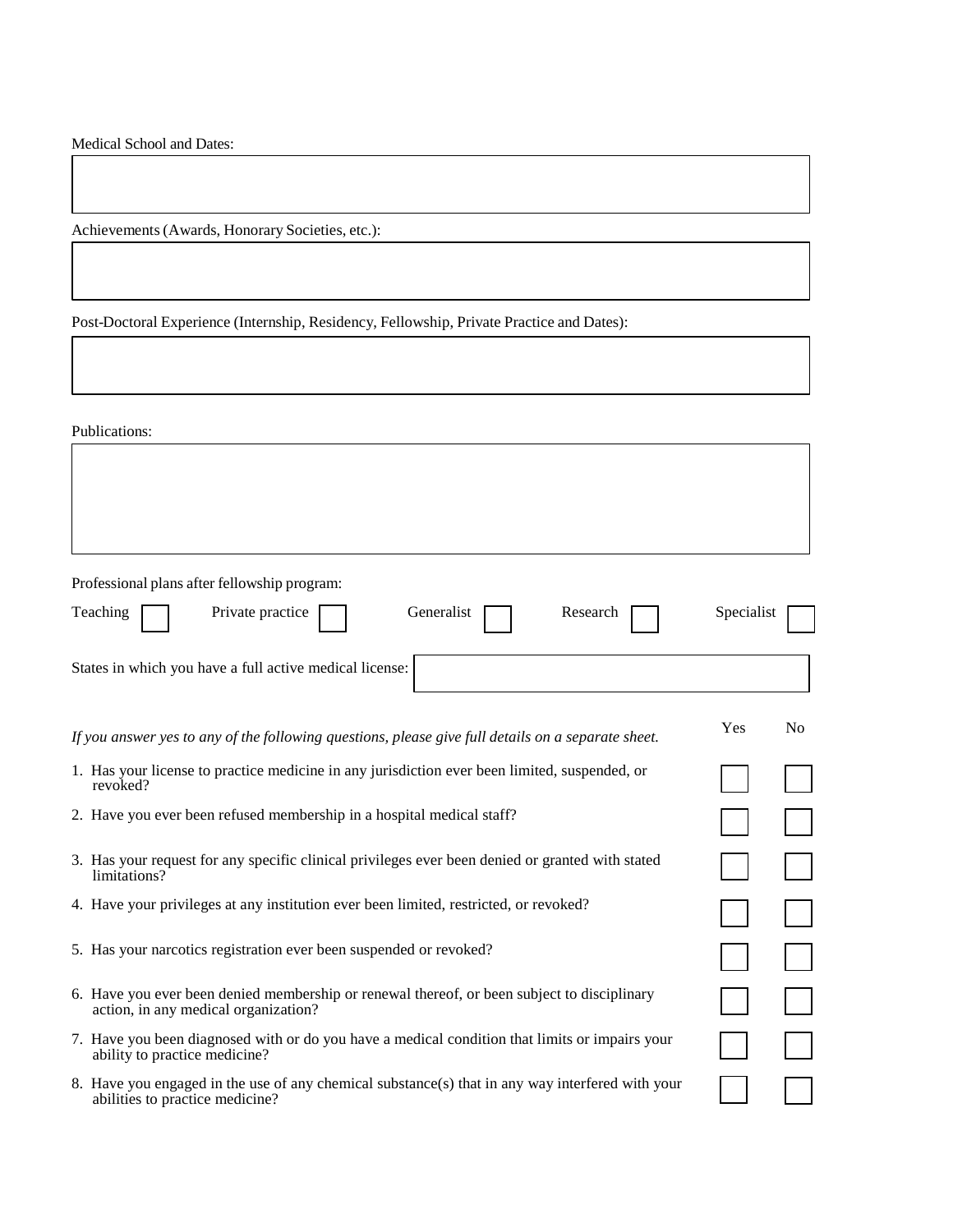Medical School and Dates:

Achievements (Awards, Honorary Societies, etc.):

Post-Doctoral Experience (Internship, Residency, Fellowship, Private Practice and Dates):

Publications:

Professional plans after fellowship program:

Teaching ☐ Private practice ☐ Generalist ☐ Research ☐ Specialist ☐

States in which you have a full active medical license:

| *If you answer yes to any of the following questions, please give full details on a separate sheet.* | Yes | No |
|---|---|---|
| 1. Has your license to practice medicine in any jurisdiction ever been limited, suspended, or revoked? | ☐ | ☐ |
| 2. Have you ever been refused membership in a hospital medical staff? | ☐ | ☐ |
| 3. Has your request for any specific clinical privileges ever been denied or granted with stated limitations? | ☐ | ☐ |
| 4. Have your privileges at any institution ever been limited, restricted, or revoked? | ☐ | ☐ |
| 5. Has your narcotics registration ever been suspended or revoked? | ☐ | ☐ |
| 6. Have you ever been denied membership or renewal thereof, or been subject to disciplinary action, in any medical organization? | ☐ | ☐ |
| 7. Have you been diagnosed with or do you have a medical condition that limits or impairs your ability to practice medicine? | ☐ | ☐ |
| 8. Have you engaged in the use of any chemical substance(s) that in any way interfered with your abilities to practice medicine? | ☐ | ☐ |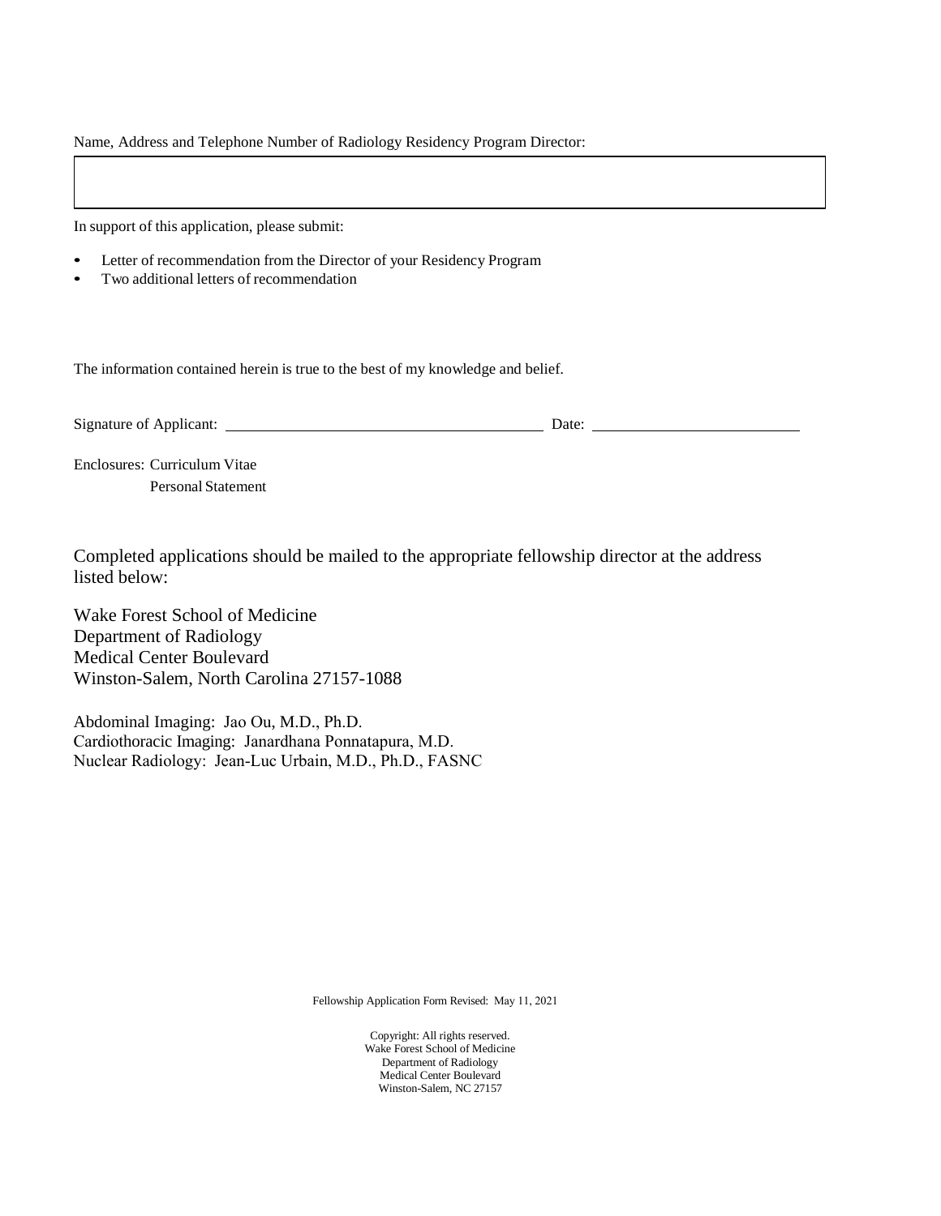Name, Address and Telephone Number of Radiology Residency Program Director:

In support of this application, please submit:

- Letter of recommendation from the Director of your Residency Program
- Two additional letters of recommendation

The information contained herein is true to the best of my knowledge and belief.

Signature of Applicant: ______________________________ Date: ____________________

Enclosures: Curriculum Vitae
Personal Statement

Completed applications should be mailed to the appropriate fellowship director at the address listed below:

Wake Forest School of Medicine
Department of Radiology
Medical Center Boulevard
Winston-Salem, North Carolina 27157-1088

Abdominal Imaging: Jao Ou, M.D., Ph.D.
Cardiothoracic Imaging: Janardhana Ponnatapura, M.D.
Nuclear Radiology: Jean-Luc Urbain, M.D., Ph.D., FASNC

Fellowship Application Form Revised: May 11, 2021

Copyright: All rights reserved.
Wake Forest School of Medicine
Department of Radiology
Medical Center Boulevard
Winston-Salem, NC 27157